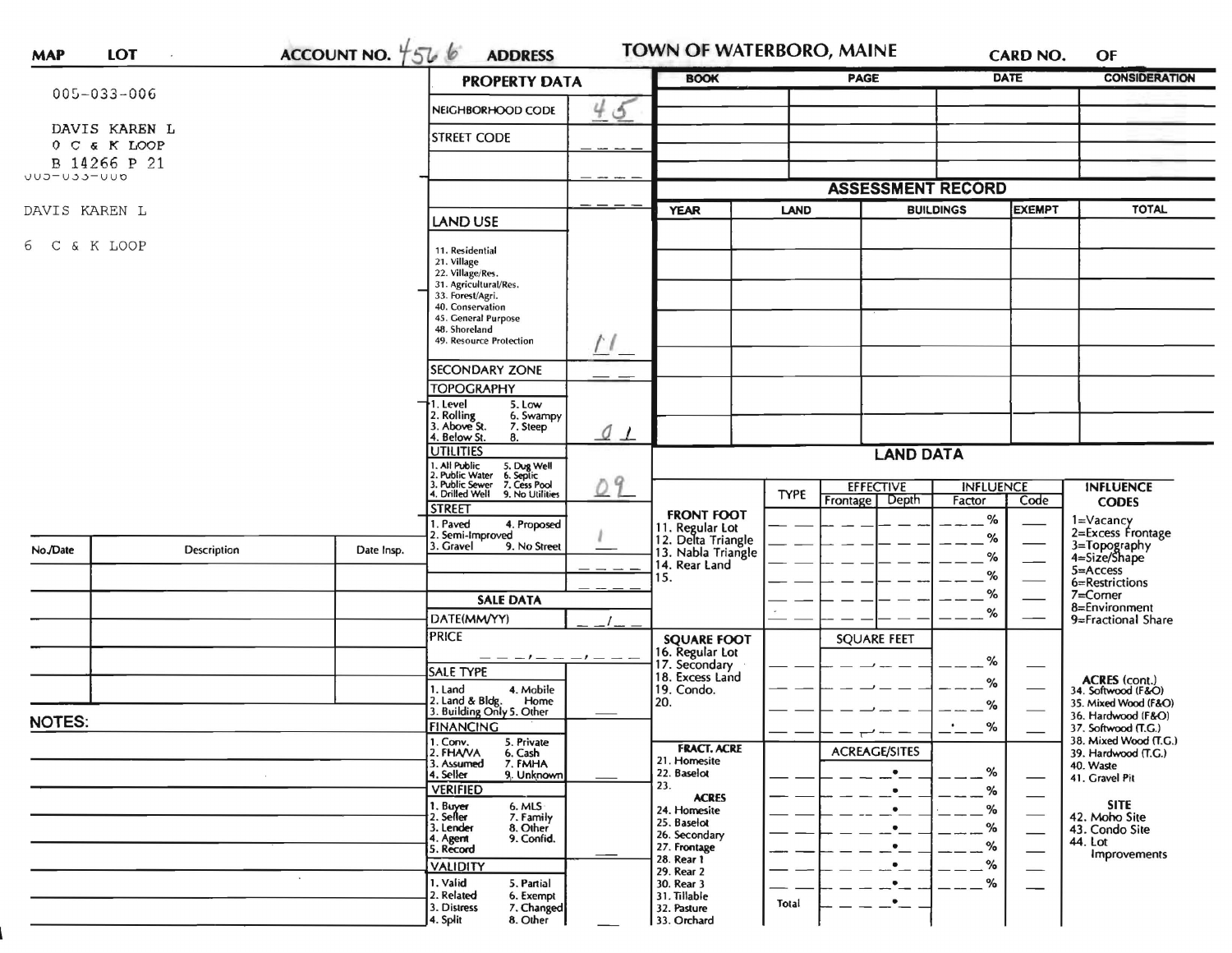**MAP** **LOT** **ACCOUNT NO.** 4566 **ADDRESS** **TOWN OF WATERBORO, MAINE** **CARD NO.** **OF**

005-033-006

DAVIS KAREN L
0 C & K LOOP
B 14266 P 21

005-033-006

DAVIS KAREN L

6 C & K LOOP

## PROPERTY DATA

| | |
|---|---|
| NEIGHBORHOOD CODE | 45 |
| STREET CODE | |
| LAND USE (11. Residential, 21. Village, 22. Village/Res., 31. Agricultural/Res., 33. Forest/Agri., 40. Conservation, 45. General Purpose, 48. Shoreland, 49. Resource Protection) | 11 |
| SECONDARY ZONE | |
| TOPOGRAPHY (1. Level, 2. Rolling, 3. Above St., 4. Below St., 5. Low, 6. Swampy, 7. Steep, 8.) | 01 |
| UTILITIES (1. All Public, 2. Public Water, 3. Public Sewer, 4. Drilled Well, 5. Dug Well, 6. Septic, 7. Cess Pool, 9. No Utilities) | 09 |
| STREET (1. Paved, 2. Semi-Improved, 3. Gravel, 4. Proposed, 9. No Street) | 1 |

## SALE DATA

| | |
|---|---|
| DATE(MM/YY) | |
| PRICE | |
| SALE TYPE (1. Land, 2. Land & Bldg., 3. Building Only, 4. Mobile Home, 5. Other) | |
| FINANCING (1. Conv., 2. FHA/VA, 3. Assumed, 4. Seller, 5. Private, 6. Cash, 7. FMHA, 9. Unknown) | |
| VERIFIED (1. Buyer, 2. Seller, 3. Lender, 4. Agent, 5. Record, 6. MLS, 7. Family, 8. Other, 9. Confid.) | |
| VALIDITY (1. Valid, 2. Related, 3. Distress, 4. Split, 5. Partial, 6. Exempt, 7. Changed, 8. Other) | |

| BOOK | PAGE | DATE | CONSIDERATION |
|---|---|---|---|
| | | | |

## ASSESSMENT RECORD

| YEAR | LAND | BUILDINGS | EXEMPT | TOTAL |
|---|---|---|---|---|
| | | | | |

## LAND DATA

| | TYPE | EFFECTIVE Frontage | EFFECTIVE Depth | INFLUENCE Factor | INFLUENCE Code |
|---|---|---|---|---|---|
| FRONT FOOT: 11. Regular Lot, 12. Delta Triangle, 13. Nabla Triangle, 14. Rear Land, 15. | | | | % | |
| SQUARE FOOT: 16. Regular Lot, 17. Secondary, 18. Excess Land, 19. Condo., 20. | | SQUARE FEET | | % | |
| FRACT. ACRE: 21. Homesite, 22. Baselot, 23. ACRES: 24. Homesite, 25. Baselot, 26. Secondary, 27. Frontage, 28. Rear 1, 29. Rear 2, 30. Rear 3, 31. Tillable, 32. Pasture, 33. Orchard | | ACREAGE/SITES | | % | |
| | Total | | | | |

**INFLUENCE CODES**
1=Vacancy
2=Excess Frontage
3=Topography
4=Size/Shape
5=Access
6=Restrictions
7=Corner
8=Environment
9=Fractional Share

**ACRES (cont.)**
34. Softwood (F&O)
35. Mixed Wood (F&O)
36. Hardwood (F&O)
37. Softwood (T.G.)
38. Mixed Wood (T.G.)
39. Hardwood (T.G.)
40. Waste
41. Gravel Pit

**SITE**
42. Moho Site
43. Condo Site
44. Lot Improvements

| No./Date | Description | Date Insp. |
|---|---|---|
| | | |

**NOTES:**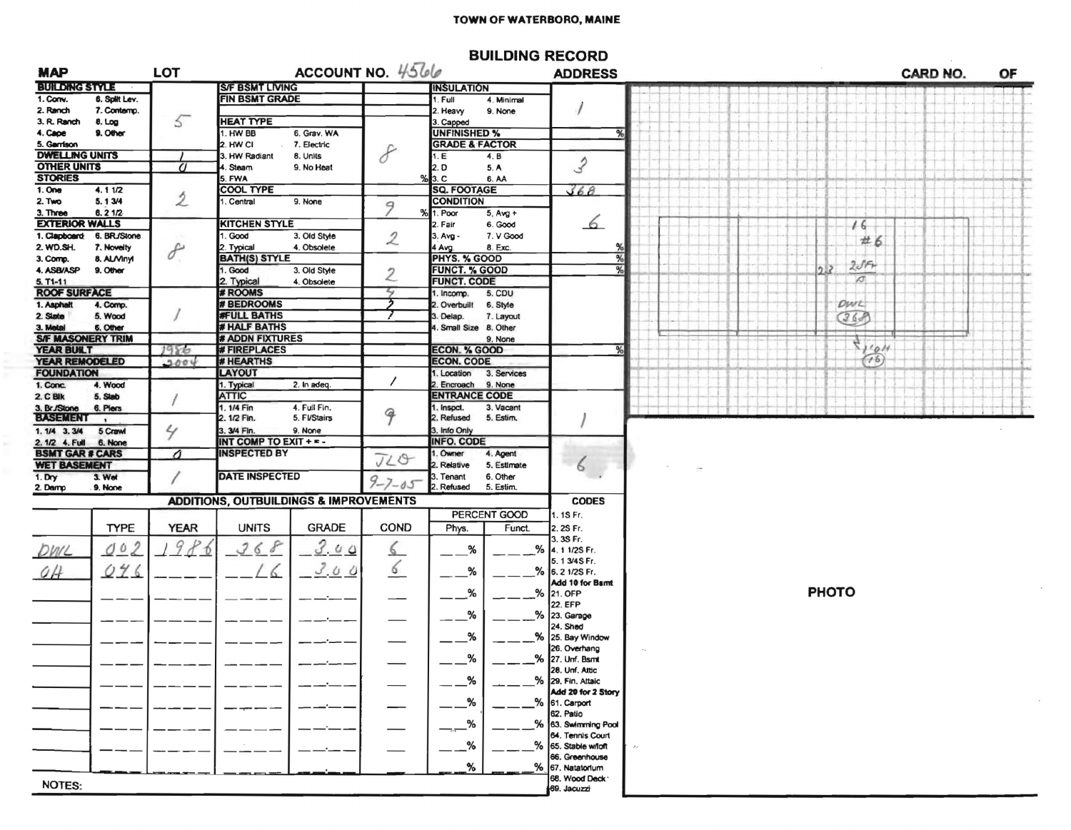**TOWN OF WATERBORO, MAINE**

# BUILDING RECORD

| MAP | LOT | ACCOUNT NO. 4566 | ADDRESS | CARD NO. | OF |
|---|---|---|---|---|---|

| Field | Value | Field | Value | Field | Value |
|---|---|---|---|---|---|
| **BUILDING STYLE** (1. Conv. 2. Ranch 3. R. Ranch 4. Cape 5. Garrison 6. Split Lev. 7. Contemp. 8. Log 9. Other) | 5 | **S/F BSMT LIVING** | | **INSULATION** (1. Full 2. Heavy 3. Capped 4. Minimal 9. None) | 1 |
| | | **FIN BSMT GRADE** | | | |
| **DWELLING UNITS** | 1 | **HEAT TYPE** (1. HW BB 2. HW CI 3. HW Radiant 4. Steam 5. FWA 6. Grav. WA 7. Electric 8. Units 9. No Heat) | 8 % | **UNFINISHED %** | % |
| **OTHER UNITS** | 0 | | | **GRADE & FACTOR** (1. E 2. D 3. C 4. B 5. A 6. AA) | 3 % |
| **STORIES** (1. One 2. Two 3. Three 4. 1 1/2 5. 1 3/4 6. 2 1/2) | 2 | **COOL TYPE** (1. Central 9. None) | 9 % | **SQ. FOOTAGE** | 368 |
| **EXTERIOR WALLS** (1. Clapboard 2. WD.SH. 3. Comp. 4. ASB/ASP 5. T1-11 6. BR./Stone 7. Novelty 8. AL/Vinyl 9. Other) | 8 | **KITCHEN STYLE** (1. Good 2. Typical 3. Old Style 4. Obsolete) | 2 | **CONDITION** (1. Poor 2. Fair 3. Avg - 4 Avg 5. Avg + 6. Good 7. V Good 8. Exc.) | 6 |
| | | **BATH(S) STYLE** (1. Good 2. Typical 3. Old Style 4. Obsolete) | 2 | **PHYS. % GOOD** | % |
| | | | | **FUNCT. % GOOD** | % |
| **ROOF SURFACE** (1. Asphalt 2. Slate 3. Metal 4. Comp. 5. Wood 6. Other) | 1 | **# ROOMS** | 4 | **FUNCT. CODE** (1. Incomp. 2. Overbuilt 3. Delap. 4. Small Size 5. CDU 6. Style 7. Layout 8. Other 9. None) | |
| | | **# BEDROOMS** | 2 | | |
| | | **#FULL BATHS** | 1 | | |
| | | **# HALF BATHS** | | | |
| **S/F MASONRY TRIM** | | **# ADDN FIXTURES** | | | |
| **YEAR BUILT** | 1986 | **# FIREPLACES** | | **ECON. % GOOD** | % |
| **YEAR REMODELED** | 2004 | **# HEARTHS** | | **ECON. CODE** (1. Location 2. Encroach 3. Services 9. None) | |
| **FOUNDATION** (1. Conc. 2. C Blk 3. Br./Stone 4. Wood 5. Slab 6. Piers) | 1 | **LAYOUT** (1. Typical 2. In adeq.) | 1 | | |
| **BASEMENT** (1. 1/4 2. 1/2 3. 3/4 4. Full 5 Crawl 6. None) | 4 | **ATTIC** (1. 1/4 Fin 2. 1/2 Fin. 3. 3/4 Fin. 4. Full Fin. 5. Fl/Stairs 9. None) | 9 | **ENTRANCE CODE** (1. Inspct. 2. Refused 3. Info Only 4. Vacant 5. Estim.) | 1 |
| **BSMT GAR # CARS** | 0 | **INT COMP TO EXIT + = -** | | **INFO. CODE** (1. Owner 2. Relative 3. Tenant 4. Agent 5. Estimate 6. Other) | 6 |
| **WET BASEMENT** (1. Dry 2. Damp 3. Wet 9. None) | 1 | **INSPECTED BY** | JLO | | |
| | | **DATE INSPECTED** | 9-7-05 | | |

## ADDITIONS, OUTBUILDINGS & IMPROVEMENTS

| | TYPE | YEAR | UNITS | GRADE | COND | PERCENT GOOD Phys. | Funct. |
|---|---|---|---|---|---|---|---|
| DWL | 002 | 1986 | 368 | 3.00 | 6 | % | % |
| OH | 046 | | 16 | 3.00 | 6 | % | % |
| | | | | | | % | % |
| | | | | | | % | % |
| | | | | | | % | % |
| | | | | | | % | % |
| | | | | | | % | % |
| | | | | | | % | % |
| | | | | | | % | % |
| | | | | | | % | % |

**CODES**

1. 1S Fr.
2. 2S Fr.
3. 3S Fr.
4. 1 1/2S Fr.
5. 1 3/4S Fr.
6. 2 1/2S Fr.

**Add 10 for Bsmt**

21. OFP
22. EFP
23. Garage
24. Shed
25. Bay Window
26. Overhang
27. Unf. Bsmt
28. Unf. Attic
29. Fin. Attaic

**Add 20 for 2 Story**

61. Carport
62. Patio
63. Swimming Pool
64. Tennis Court
65. Stable w/loft
66. Greenhouse
67. Natatorium
68. Wood Deck
69. Jacuzzi

NOTES:

16
#6
23 2SFr
B
DWL
(368)
1'OH
(16)

PHOTO